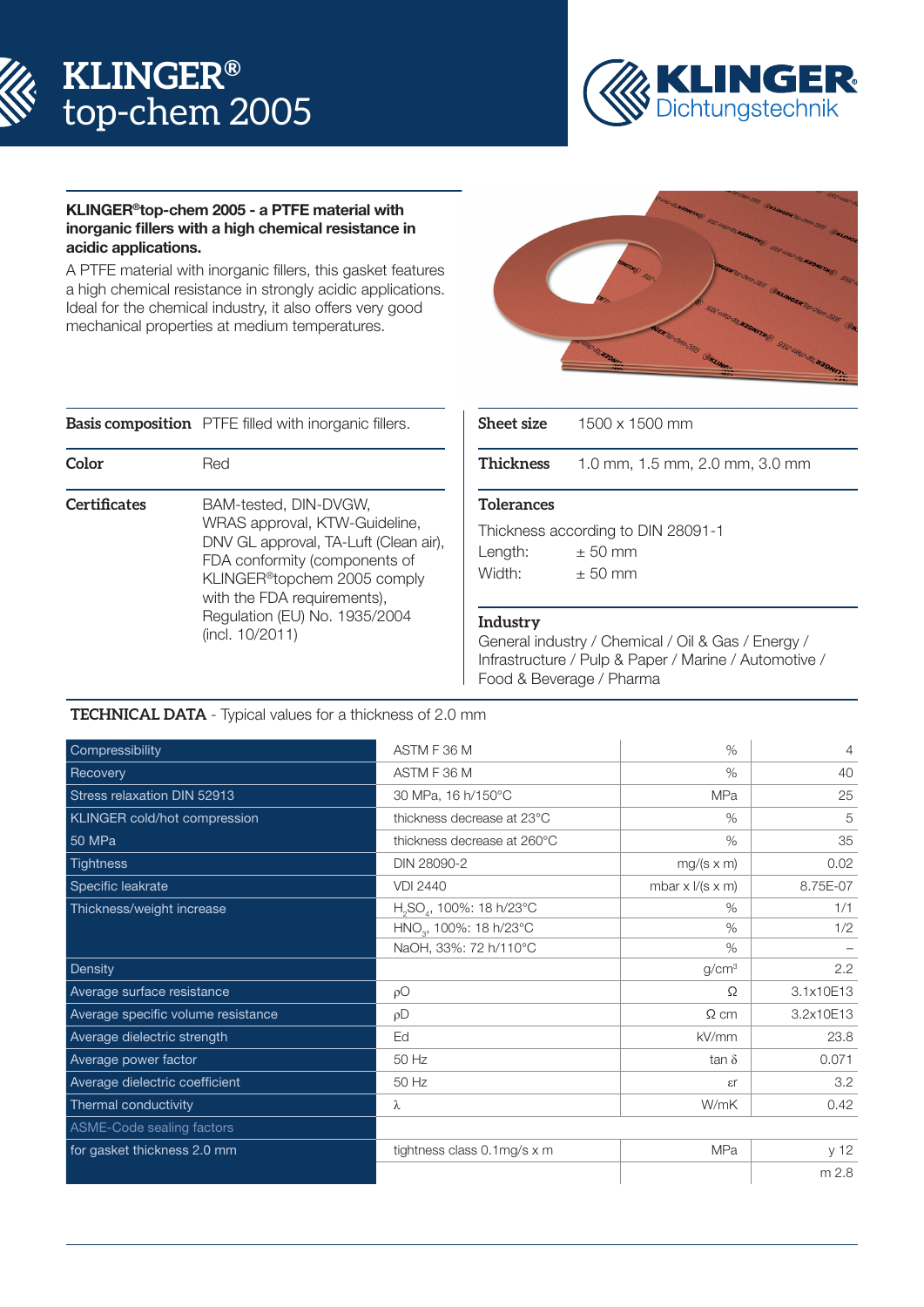# KLINGER® top-chem 2005

KLINGER Dichtungstechnik

**KLINGER®top-chem 2005 - a PTFE material with inorganic fillers with a high chemical resistance in acidic applications.**

A PTFE material with inorganic fillers, this gasket features a high chemical resistance in strongly acidic applications. Ideal for the chemical industry, it also offers very good mechanical properties at medium temperatures.

**Basis composition** PTFE filled with inorganic fillers.

**Color** Red

**Certificates** BAM-tested, DIN-DVGW, WRAS approval, KTW-Guideline, DNV GL approval, TA-Luft (Clean air), FDA conformity (components of KLINGER®topchem 2005 comply with the FDA requirements), Regulation (EU) No. 1935/2004 (incl. 10/2011)

**Sheet size** 1500 x 1500 mm

**Thickness** 1.0 mm, 1.5 mm, 2.0 mm, 3.0 mm

**Tolerances**

Thickness according to DIN 28091-1
Length: ± 50 mm
Width: ± 50 mm

**Industry**

General industry / Chemical / Oil & Gas / Energy / Infrastructure / Pulp & Paper / Marine / Automotive / Food & Beverage / Pharma

**TECHNICAL DATA** - Typical values for a thickness of 2.0 mm

| | | | |
|---|---|---|---|
| Compressibility | ASTM F 36 M | % | 4 |
| Recovery | ASTM F 36 M | % | 40 |
| Stress relaxation DIN 52913 | 30 MPa, 16 h/150°C | MPa | 25 |
| KLINGER cold/hot compression | thickness decrease at 23°C | % | 5 |
| 50 MPa | thickness decrease at 260°C | % | 35 |
| Tightness | DIN 28090-2 | mg/(s x m) | 0.02 |
| Specific leakrate | VDI 2440 | mbar x l/(s x m) | 8.75E-07 |
| Thickness/weight increase | $H_2SO_4$, 100%: 18 h/23°C | % | 1/1 |
| | $HNO_3$, 100%: 18 h/23°C | % | 1/2 |
| | NaOH, 33%: 72 h/110°C | % | – |
| Density | | g/cm³ | 2.2 |
| Average surface resistance | ρO | Ω | 3.1x10E13 |
| Average specific volume resistance | ρD | Ω cm | 3.2x10E13 |
| Average dielectric strength | Ed | kV/mm | 23.8 |
| Average power factor | 50 Hz | tan δ | 0.071 |
| Average dielectric coefficient | 50 Hz | εr | 3.2 |
| Thermal conductivity | λ | W/mK | 0.42 |
| ASME-Code sealing factors | | | |
| for gasket thickness 2.0 mm | tightness class 0.1mg/s x m | MPa | y 12 |
| | | | m 2.8 |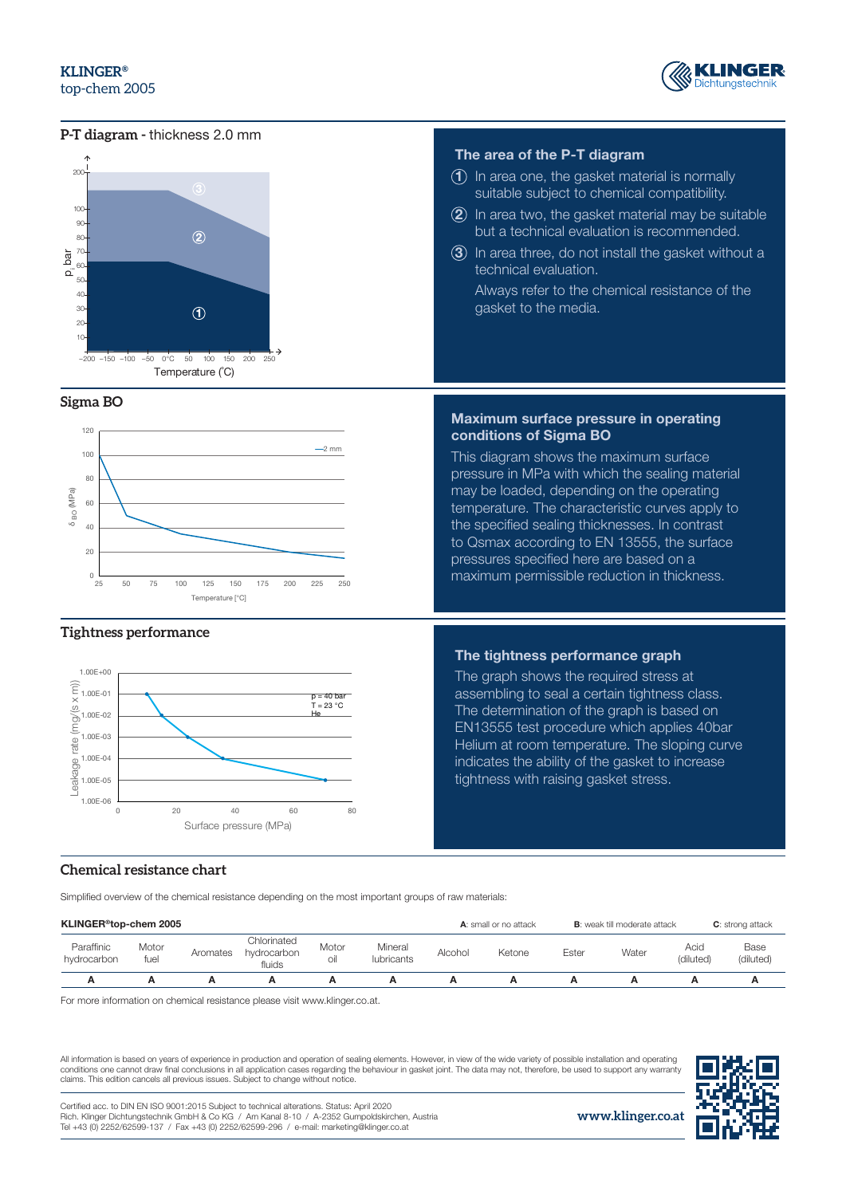## P-T diagram - thickness 2.0 mm

p, bar
200
100
90
80
70
60
50
40
30
20
10
−200 −150 −100 −50 0°C 50 100 150 200 250
Temperature (°C)
①
②
③

### The area of the P-T diagram

① In area one, the gasket material is normally suitable subject to chemical compatibility.

② In area two, the gasket material may be suitable but a technical evaluation is recommended.

③ In area three, do not install the gasket without a technical evaluation.

Always refer to the chemical resistance of the gasket to the media.

## Sigma BO

δ BO (MPa)
120
100
80
60
40
20
0
25 50 75 100 125 150 175 200 225 250
Temperature [°C]
—2 mm

### Maximum surface pressure in operating conditions of Sigma BO

This diagram shows the maximum surface pressure in MPa with which the sealing material may be loaded, depending on the operating temperature. The characteristic curves apply to the specified sealing thicknesses. In contrast to Qsmax according to EN 13555, the surface pressures specified here are based on a maximum permissible reduction in thickness.

## Tightness performance

Leakage rate (mg/(s x m))
1.00E+00
1.00E-01
1.00E-02
1.00E-03
1.00E-04
1.00E-05
1.00E-06
0 20 40 60 80
Surface pressure (MPa)
p = 40 bar
T = 23 °C
He

### The tightness performance graph

The graph shows the required stress at assembling to seal a certain tightness class. The determination of the graph is based on EN13555 test procedure which applies 40bar Helium at room temperature. The sloping curve indicates the ability of the gasket to increase tightness with raising gasket stress.

## Chemical resistance chart

Simplified overview of the chemical resistance depending on the most important groups of raw materials:

**KLINGER®top-chem 2005** — **A**: small or no attack — **B**: weak till moderate attack — **C**: strong attack

| Paraffinic hydrocarbon | Motor fuel | Aromates | Chlorinated hydrocarbon fluids | Motor oil | Mineral lubricants | Alcohol | Ketone | Ester | Water | Acid (diluted) | Base (diluted) |
|---|---|---|---|---|---|---|---|---|---|---|---|
| **A** | **A** | **A** | **A** | **A** | **A** | **A** | **A** | **A** | **A** | **A** | **A** |

For more information on chemical resistance please visit www.klinger.co.at.

All information is based on years of experience in production and operation of sealing elements. However, in view of the wide variety of possible installation and operating conditions one cannot draw final conclusions in all application cases regarding the behaviour in gasket joint. The data may not, therefore, be used to support any warranty claims. This edition cancels all previous issues. Subject to change without notice.

Certified acc. to DIN EN ISO 9001:2015 Subject to technical alterations. Status: April 2020
Rich. Klinger Dichtungstechnik GmbH & Co KG / Am Kanal 8-10 / A-2352 Gumpoldskirchen, Austria
Tel +43 (0) 2252/62599-137 / Fax +43 (0) 2252/62599-296 / e-mail: marketing@klinger.co.at

**www.klinger.co.at**